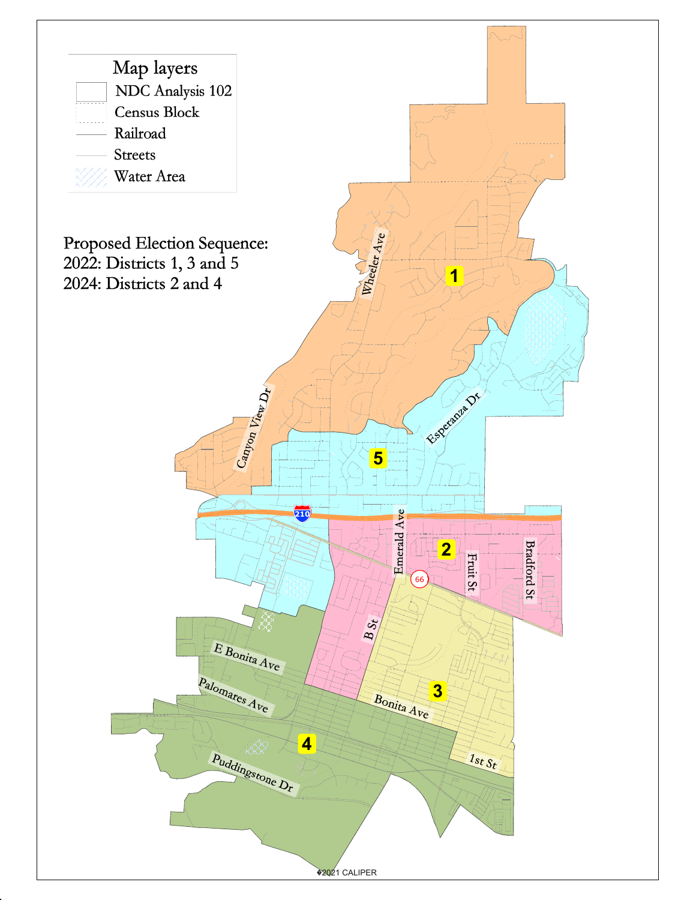Map layers

- NDC Analysis 102
- Census Block
- Railroad
- Streets
- Water Area

Proposed Election Sequence:
2022: Districts 1, 3 and 5
2024: Districts 2 and 4

Wheeler Ave

1

Canyon View Dr

Esperanza Dr

5

210

Emerald Ave

2

66

Fruit St

Bradford St

B St

3

E Bonita Ave

Palomares Ave

Bonita Ave

4

1st St

Puddingstone Dr

©2021 CALIPER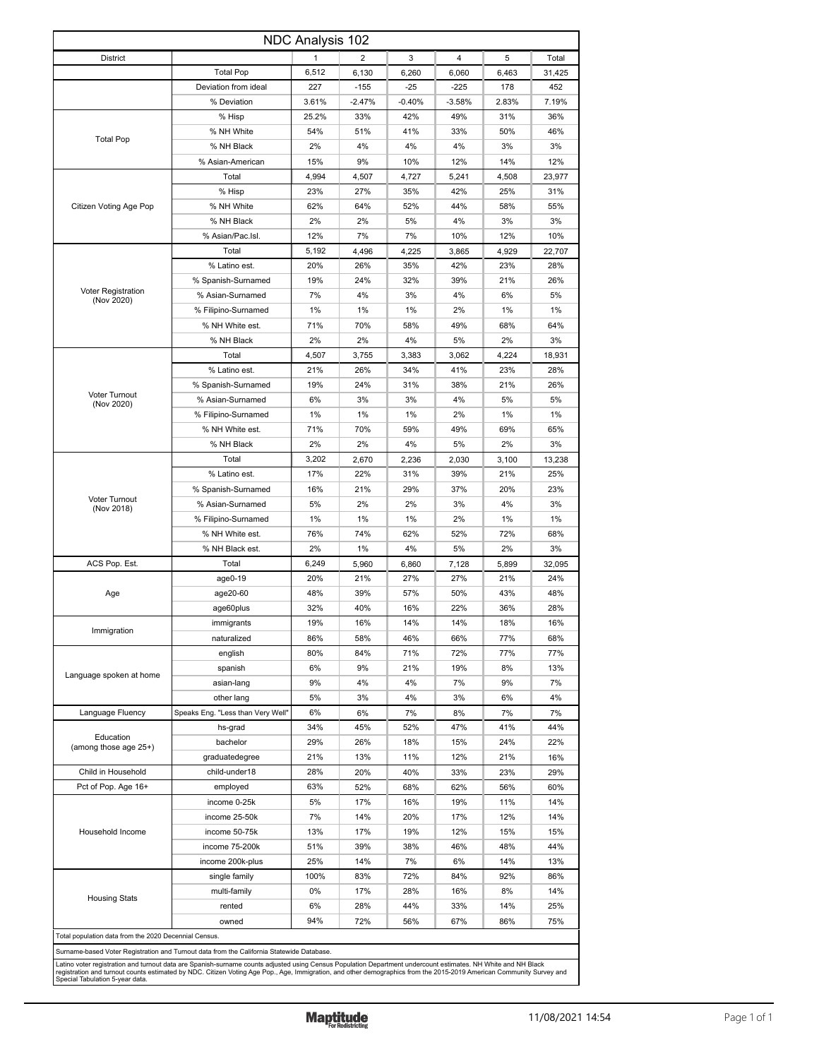# NDC Analysis 102

| District | | 1 | 2 | 3 | 4 | 5 | Total |
|---|---|---|---|---|---|---|---|
| | Total Pop | 6,512 | 6,130 | 6,260 | 6,060 | 6,463 | 31,425 |
| | Deviation from ideal | 227 | -155 | -25 | -225 | 178 | 452 |
| | % Deviation | 3.61% | -2.47% | -0.40% | -3.58% | 2.83% | 7.19% |
| Total Pop | % Hisp | 25.2% | 33% | 42% | 49% | 31% | 36% |
| | % NH White | 54% | 51% | 41% | 33% | 50% | 46% |
| | % NH Black | 2% | 4% | 4% | 4% | 3% | 3% |
| | % Asian-American | 15% | 9% | 10% | 12% | 14% | 12% |
| Citizen Voting Age Pop | Total | 4,994 | 4,507 | 4,727 | 5,241 | 4,508 | 23,977 |
| | % Hisp | 23% | 27% | 35% | 42% | 25% | 31% |
| | % NH White | 62% | 64% | 52% | 44% | 58% | 55% |
| | % NH Black | 2% | 2% | 5% | 4% | 3% | 3% |
| | % Asian/Pac.Isl. | 12% | 7% | 7% | 10% | 12% | 10% |
| Voter Registration (Nov 2020) | Total | 5,192 | 4,496 | 4,225 | 3,865 | 4,929 | 22,707 |
| | % Latino est. | 20% | 26% | 35% | 42% | 23% | 28% |
| | % Spanish-Surnamed | 19% | 24% | 32% | 39% | 21% | 26% |
| | % Asian-Surnamed | 7% | 4% | 3% | 4% | 6% | 5% |
| | % Filipino-Surnamed | 1% | 1% | 1% | 2% | 1% | 1% |
| | % NH White est. | 71% | 70% | 58% | 49% | 68% | 64% |
| | % NH Black | 2% | 2% | 4% | 5% | 2% | 3% |
| Voter Turnout (Nov 2020) | Total | 4,507 | 3,755 | 3,383 | 3,062 | 4,224 | 18,931 |
| | % Latino est. | 21% | 26% | 34% | 41% | 23% | 28% |
| | % Spanish-Surnamed | 19% | 24% | 31% | 38% | 21% | 26% |
| | % Asian-Surnamed | 6% | 3% | 3% | 4% | 5% | 5% |
| | % Filipino-Surnamed | 1% | 1% | 1% | 2% | 1% | 1% |
| | % NH White est. | 71% | 70% | 59% | 49% | 69% | 65% |
| | % NH Black | 2% | 2% | 4% | 5% | 2% | 3% |
| Voter Turnout (Nov 2018) | Total | 3,202 | 2,670 | 2,236 | 2,030 | 3,100 | 13,238 |
| | % Latino est. | 17% | 22% | 31% | 39% | 21% | 25% |
| | % Spanish-Surnamed | 16% | 21% | 29% | 37% | 20% | 23% |
| | % Asian-Surnamed | 5% | 2% | 2% | 3% | 4% | 3% |
| | % Filipino-Surnamed | 1% | 1% | 1% | 2% | 1% | 1% |
| | % NH White est. | 76% | 74% | 62% | 52% | 72% | 68% |
| | % NH Black est. | 2% | 1% | 4% | 5% | 2% | 3% |
| ACS Pop. Est. | Total | 6,249 | 5,960 | 6,860 | 7,128 | 5,899 | 32,095 |
| Age | age0-19 | 20% | 21% | 27% | 27% | 21% | 24% |
| | age20-60 | 48% | 39% | 57% | 50% | 43% | 48% |
| | age60plus | 32% | 40% | 16% | 22% | 36% | 28% |
| Immigration | immigrants | 19% | 16% | 14% | 14% | 18% | 16% |
| | naturalized | 86% | 58% | 46% | 66% | 77% | 68% |
| Language spoken at home | english | 80% | 84% | 71% | 72% | 77% | 77% |
| | spanish | 6% | 9% | 21% | 19% | 8% | 13% |
| | asian-lang | 9% | 4% | 4% | 7% | 9% | 7% |
| | other lang | 5% | 3% | 4% | 3% | 6% | 4% |
| Language Fluency | Speaks Eng. "Less than Very Well" | 6% | 6% | 7% | 8% | 7% | 7% |
| Education (among those age 25+) | hs-grad | 34% | 45% | 52% | 47% | 41% | 44% |
| | bachelor | 29% | 26% | 18% | 15% | 24% | 22% |
| | graduatedegree | 21% | 13% | 11% | 12% | 21% | 16% |
| Child in Household | child-under18 | 28% | 20% | 40% | 33% | 23% | 29% |
| Pct of Pop. Age 16+ | employed | 63% | 52% | 68% | 62% | 56% | 60% |
| Household Income | income 0-25k | 5% | 17% | 16% | 19% | 11% | 14% |
| | income 25-50k | 7% | 14% | 20% | 17% | 12% | 14% |
| | income 50-75k | 13% | 17% | 19% | 12% | 15% | 15% |
| | income 75-200k | 51% | 39% | 38% | 46% | 48% | 44% |
| | income 200k-plus | 25% | 14% | 7% | 6% | 14% | 13% |
| Housing Stats | single family | 100% | 83% | 72% | 84% | 92% | 86% |
| | multi-family | 0% | 17% | 28% | 16% | 8% | 14% |
| | rented | 6% | 28% | 44% | 33% | 14% | 25% |
| | owned | 94% | 72% | 56% | 67% | 86% | 75% |

Total population data from the 2020 Decennial Census.

Surname-based Voter Registration and Turnout data from the California Statewide Database.

Latino voter registration and turnout data are Spanish-surname counts adjusted using Census Population Department undercount estimates. NH White and NH Black registration and turnout counts estimated by NDC. Citizen Voting Age Pop., Age, Immigration, and other demographics from the 2015-2019 American Community Survey and Special Tabulation 5-year data.

11/08/2021 14:54